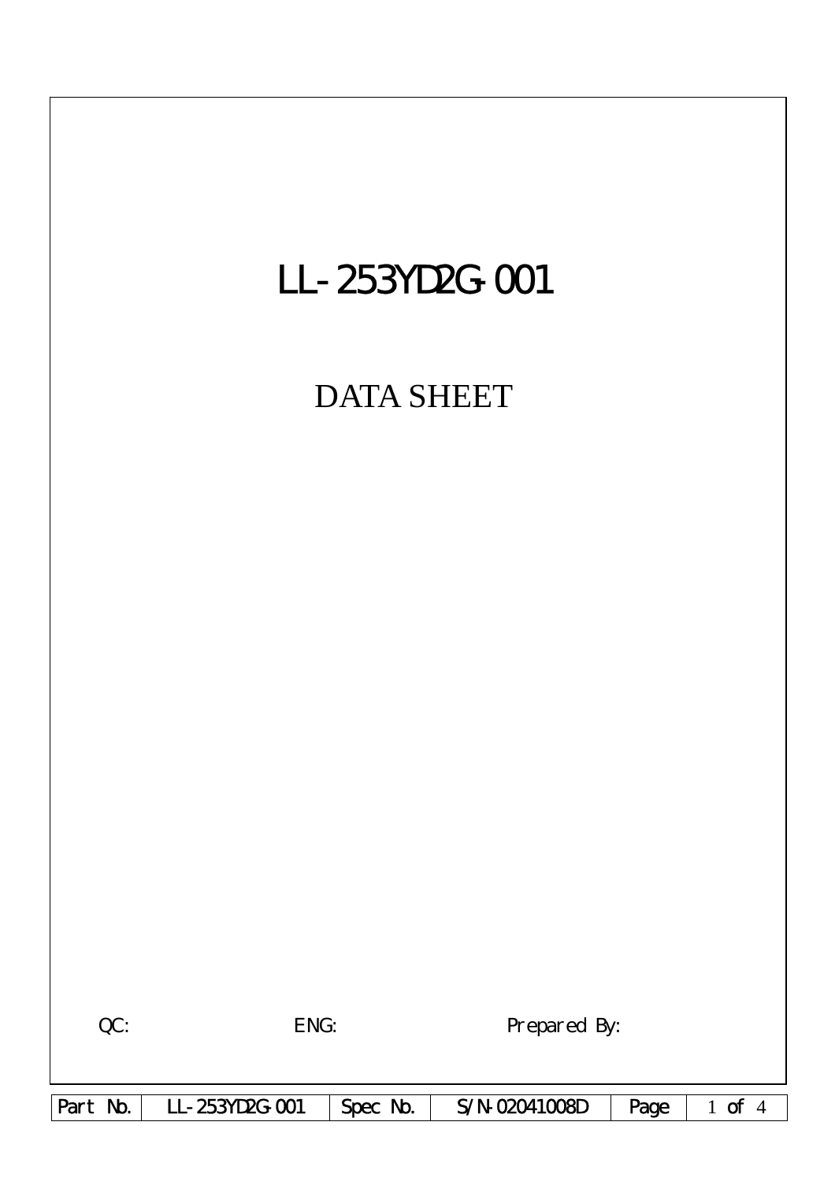# LL-253YD2G-001

## DATA SHEET

QC: ENG: Prepared By:

| Part No. | LL-253YD2G-001 | Spec No. | S/N-02041008D | Page | 1 of 4 |
|---|---|---|---|---|---|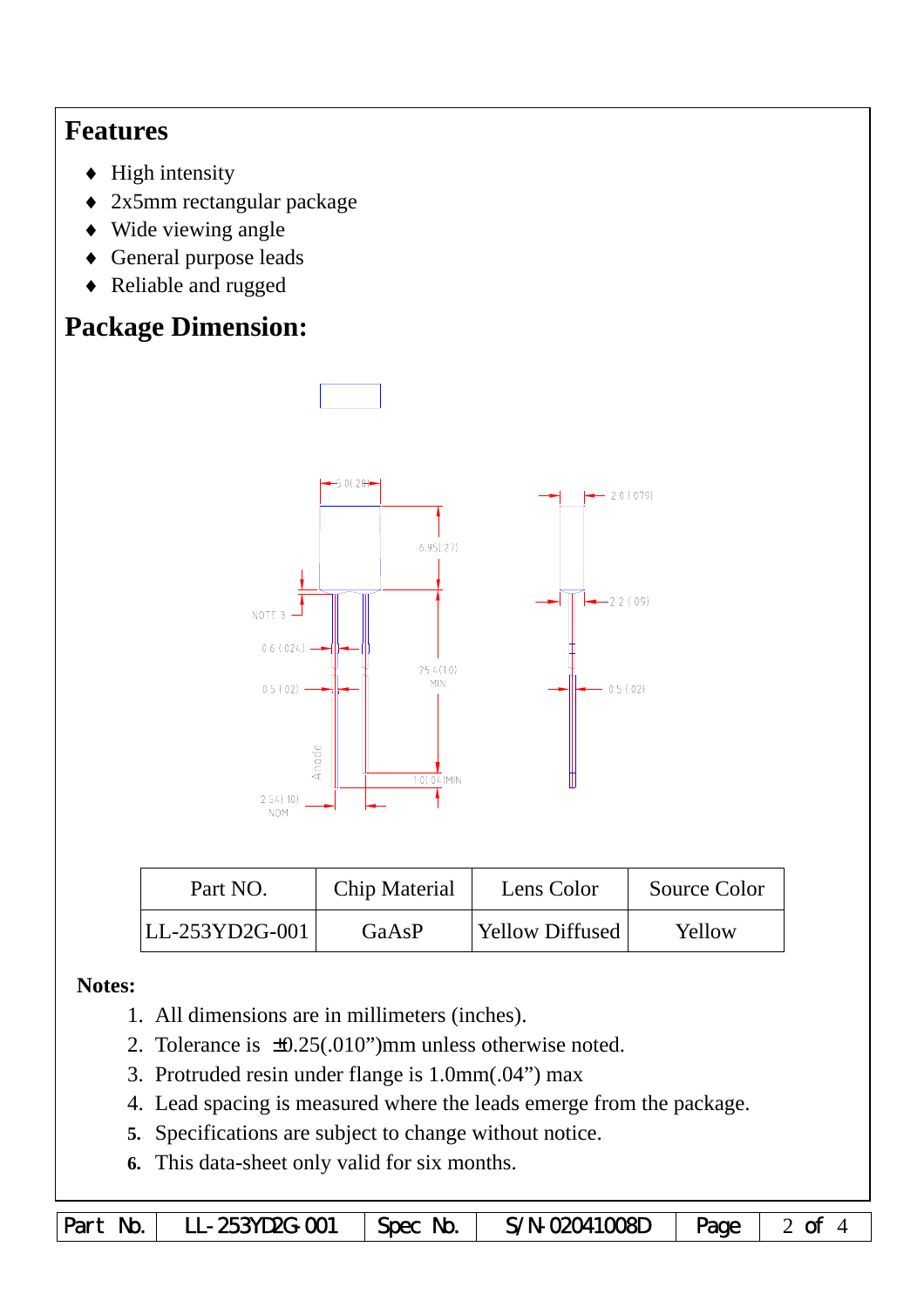## Features

- ♦ High intensity
- ♦ 2x5mm rectangular package
- ♦ Wide viewing angle
- ♦ General purpose leads
- ♦ Reliable and rugged

## Package Dimension:

| Part NO. | Chip Material | Lens Color | Source Color |
| --- | --- | --- | --- |
| LL-253YD2G-001 | GaAsP | Yellow Diffused | Yellow |

**Notes:**

1. All dimensions are in millimeters (inches).
2. Tolerance is ±0.25(.010")mm unless otherwise noted.
3. Protruded resin under flange is 1.0mm(.04") max
4. Lead spacing is measured where the leads emerge from the package.
5. Specifications are subject to change without notice.
6. This data-sheet only valid for six months.

| Part No. | LL-253YD2G-001 | Spec No. | S/N-02041008D | Page | 2 of 4 |
| --- | --- | --- | --- | --- | --- |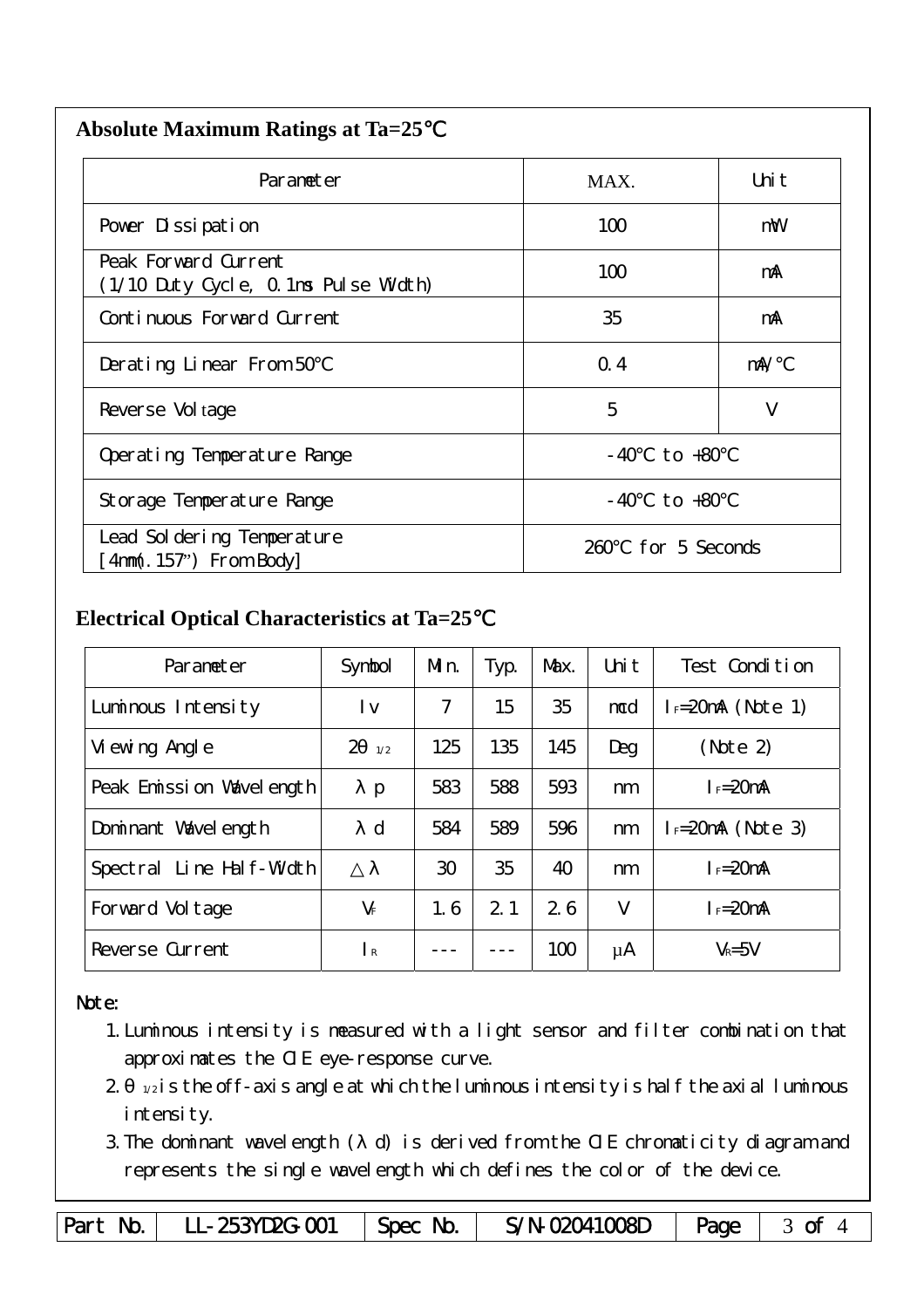## Absolute Maximum Ratings at Ta=25℃

| Parameter | MAX. | Unit |
|---|---|---|
| Power Dissipation | 100 | mW |
| Peak Forward Current (1/10 Duty Cycle, 0.1ms Pulse Width) | 100 | mA |
| Continuous Forward Current | 35 | mA |
| Derating Linear From 50℃ | 0.4 | mA/℃ |
| Reverse Voltage | 5 | V |
| Operating Temperature Range | -40℃ to +80℃ | |
| Storage Temperature Range | -40℃ to +80℃ | |
| Lead Soldering Temperature [4mm(.157") From Body] | 260℃ for 5 Seconds | |

## Electrical Optical Characteristics at Ta=25℃

| Parameter | Symbol | Min. | Typ. | Max. | Unit | Test Condition |
|---|---|---|---|---|---|---|
| Luminous Intensity | Iv | 7 | 15 | 35 | mcd | $I_F$=20mA (Note 1) |
| Viewing Angle | $2\theta_{1/2}$ | 125 | 135 | 145 | Deg | (Note 2) |
| Peak Emission Wavelength | $\lambda p$ | 583 | 588 | 593 | nm | $I_F$=20mA |
| Dominant Wavelength | $\lambda d$ | 584 | 589 | 596 | nm | $I_F$=20mA (Note 3) |
| Spectral Line Half-Width | $\Delta\lambda$ | 30 | 35 | 40 | nm | $I_F$=20mA |
| Forward Voltage | $V_F$ | 1.6 | 2.1 | 2.6 | V | $I_F$=20mA |
| Reverse Current | $I_R$ | --- | --- | 100 | μA | $V_R$=5V |

Note:

1. Luminous intensity is measured with a light sensor and filter combination that approximates the CIE eye-response curve.
2. $\theta_{1/2}$ is the off-axis angle at which the luminous intensity is half the axial luminous intensity.
3. The dominant wavelength ($\lambda$ d) is derived from the CIE chromaticity diagram and represents the single wavelength which defines the color of the device.

| Part No. | LL-253YD2G-001 | Spec No. | S/N-02041008D | Page | 3 of 4 |
|---|---|---|---|---|---|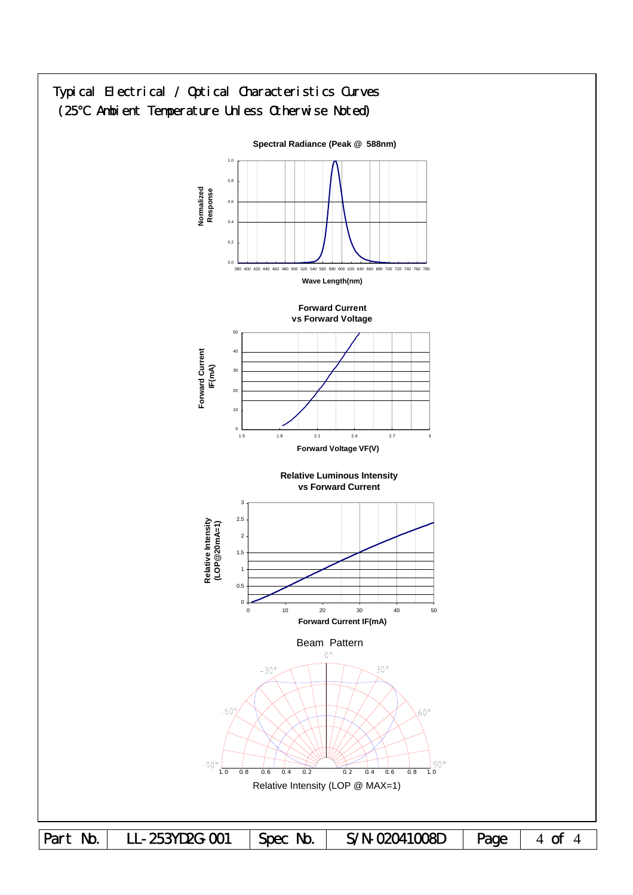# Typical Electrical / Optical Characteristics Curves
(25°C Ambient Temperature Unless Otherwise Noted)

**Spectral Radiance (Peak @ 588nm)**

Normalized Response

1.0
0.8
0.6
0.4
0.2
0.0

380 400 420 440 460 480 500 520 540 560 580 600 620 640 660 680 700 720 740 760 780

**Wave Length(nm)**

**Forward Current vs Forward Voltage**

Forward Current IF(mA)

50
40
30
20
10
0

1.5 1.8 2.1 2.4 2.7 3

**Forward Voltage VF(V)**

**Relative Luminous Intensity vs Forward Current**

Relative Intensity (LOP@20mA=1)

3
2.5
2
1.5
1
0.5
0

0 10 20 30 40 50

**Forward Current IF(mA)**

Beam Pattern

0°
-30° 30°
-60° 60°
-90° 90°

1.0 0.8 0.6 0.4 0.2 0.2 0.4 0.6 0.8 1.0

Relative Intensity (LOP @ MAX=1)

| Part No. | LL-253YD2G-001 | Spec No. | S/N-02041008D |
| --- | --- | --- | --- |